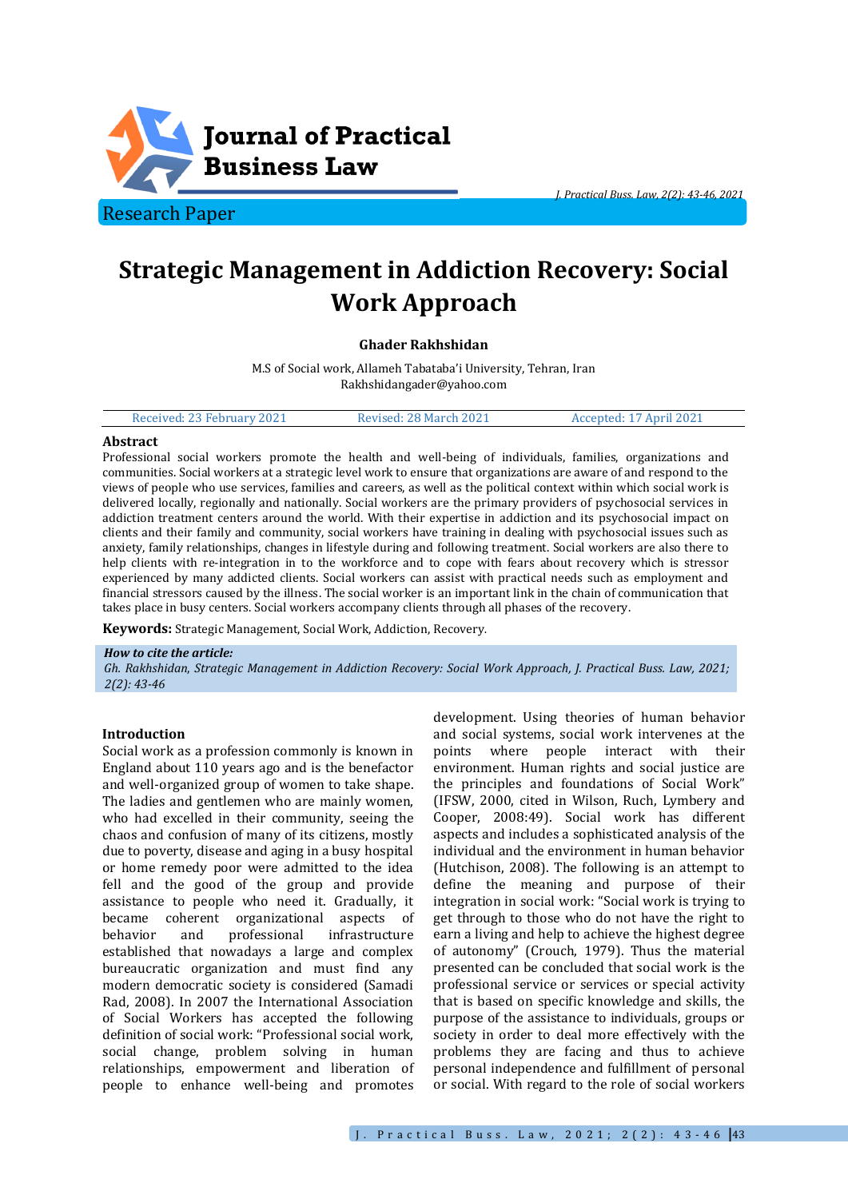Research Paper

# Strategic Management in Addiction Recovery: Social Work Approach

**Ghader Rakhshidan**

M.S of Social work, Allameh Tabataba'i University, Tehran, Iran
Rakhshidangader@yahoo.com

Received: 23 February 2021 Revised: 28 March 2021 Accepted: 17 April 2021

## Abstract

Professional social workers promote the health and well-being of individuals, families, organizations and communities. Social workers at a strategic level work to ensure that organizations are aware of and respond to the views of people who use services, families and careers, as well as the political context within which social work is delivered locally, regionally and nationally. Social workers are the primary providers of psychosocial services in addiction treatment centers around the world. With their expertise in addiction and its psychosocial impact on clients and their family and community, social workers have training in dealing with psychosocial issues such as anxiety, family relationships, changes in lifestyle during and following treatment. Social workers are also there to help clients with re-integration in to the workforce and to cope with fears about recovery which is stressor experienced by many addicted clients. Social workers can assist with practical needs such as employment and financial stressors caused by the illness. The social worker is an important link in the chain of communication that takes place in busy centers. Social workers accompany clients through all phases of the recovery.

**Keywords:** Strategic Management, Social Work, Addiction, Recovery.

***How to cite the article:***
*Gh. Rakhshidan, Strategic Management in Addiction Recovery: Social Work Approach, J. Practical Buss. Law, 2021; 2(2): 43-46*

## Introduction

Social work as a profession commonly is known in England about 110 years ago and is the benefactor and well-organized group of women to take shape. The ladies and gentlemen who are mainly women, who had excelled in their community, seeing the chaos and confusion of many of its citizens, mostly due to poverty, disease and aging in a busy hospital or home remedy poor were admitted to the idea fell and the good of the group and provide assistance to people who need it. Gradually, it became coherent organizational aspects of behavior and professional infrastructure established that nowadays a large and complex bureaucratic organization and must find any modern democratic society is considered (Samadi Rad, 2008). In 2007 the International Association of Social Workers has accepted the following definition of social work: "Professional social work, social change, problem solving in human relationships, empowerment and liberation of people to enhance well-being and promotes development. Using theories of human behavior and social systems, social work intervenes at the points where people interact with their environment. Human rights and social justice are the principles and foundations of Social Work" (IFSW, 2000, cited in Wilson, Ruch, Lymbery and Cooper, 2008:49). Social work has different aspects and includes a sophisticated analysis of the individual and the environment in human behavior (Hutchison, 2008). The following is an attempt to define the meaning and purpose of their integration in social work: "Social work is trying to get through to those who do not have the right to earn a living and help to achieve the highest degree of autonomy" (Crouch, 1979). Thus the material presented can be concluded that social work is the professional service or services or special activity that is based on specific knowledge and skills, the purpose of the assistance to individuals, groups or society in order to deal more effectively with the problems they are facing and thus to achieve personal independence and fulfillment of personal or social. With regard to the role of social workers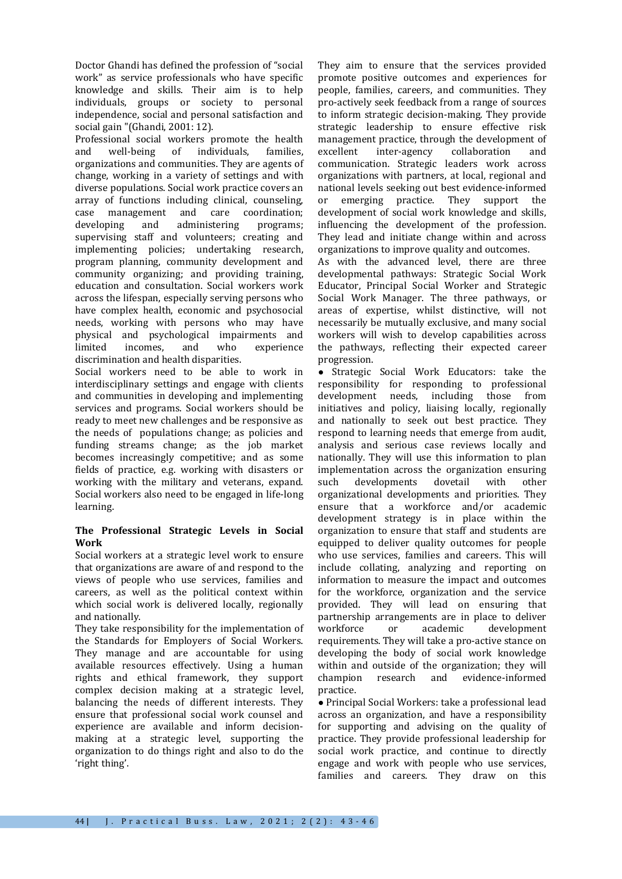Doctor Ghandi has defined the profession of "social work" as service professionals who have specific knowledge and skills. Their aim is to help individuals, groups or society to personal independence, social and personal satisfaction and social gain "(Ghandi, 2001: 12).

Professional social workers promote the health and well-being of individuals, families, organizations and communities. They are agents of change, working in a variety of settings and with diverse populations. Social work practice covers an array of functions including clinical, counseling, case management and care coordination; developing and administering programs; supervising staff and volunteers; creating and implementing policies; undertaking research, program planning, community development and community organizing; and providing training, education and consultation. Social workers work across the lifespan, especially serving persons who have complex health, economic and psychosocial needs, working with persons who may have physical and psychological impairments and limited incomes, and who experience discrimination and health disparities.

Social workers need to be able to work in interdisciplinary settings and engage with clients and communities in developing and implementing services and programs. Social workers should be ready to meet new challenges and be responsive as the needs of populations change; as policies and funding streams change; as the job market becomes increasingly competitive; and as some fields of practice, e.g. working with disasters or working with the military and veterans, expand. Social workers also need to be engaged in life-long learning.

**The Professional Strategic Levels in Social Work**

Social workers at a strategic level work to ensure that organizations are aware of and respond to the views of people who use services, families and careers, as well as the political context within which social work is delivered locally, regionally and nationally.

They take responsibility for the implementation of the Standards for Employers of Social Workers. They manage and are accountable for using available resources effectively. Using a human rights and ethical framework, they support complex decision making at a strategic level, balancing the needs of different interests. They ensure that professional social work counsel and experience are available and inform decision-making at a strategic level, supporting the organization to do things right and also to do the 'right thing'.

They aim to ensure that the services provided promote positive outcomes and experiences for people, families, careers, and communities. They pro-actively seek feedback from a range of sources to inform strategic decision-making. They provide strategic leadership to ensure effective risk management practice, through the development of excellent inter-agency collaboration and communication. Strategic leaders work across organizations with partners, at local, regional and national levels seeking out best evidence-informed or emerging practice. They support the development of social work knowledge and skills, influencing the development of the profession. They lead and initiate change within and across organizations to improve quality and outcomes.

As with the advanced level, there are three developmental pathways: Strategic Social Work Educator, Principal Social Worker and Strategic Social Work Manager. The three pathways, or areas of expertise, whilst distinctive, will not necessarily be mutually exclusive, and many social workers will wish to develop capabilities across the pathways, reflecting their expected career progression.

- Strategic Social Work Educators: take the responsibility for responding to professional development needs, including those from initiatives and policy, liaising locally, regionally and nationally to seek out best practice. They respond to learning needs that emerge from audit, analysis and serious case reviews locally and nationally. They will use this information to plan implementation across the organization ensuring such developments dovetail with other organizational developments and priorities. They ensure that a workforce and/or academic development strategy is in place within the organization to ensure that staff and students are equipped to deliver quality outcomes for people who use services, families and careers. This will include collating, analyzing and reporting on information to measure the impact and outcomes for the workforce, organization and the service provided. They will lead on ensuring that partnership arrangements are in place to deliver workforce or academic development requirements. They will take a pro-active stance on developing the body of social work knowledge within and outside of the organization; they will champion research and evidence-informed practice.
- Principal Social Workers: take a professional lead across an organization, and have a responsibility for supporting and advising on the quality of practice. They provide professional leadership for social work practice, and continue to directly engage and work with people who use services, families and careers. They draw on this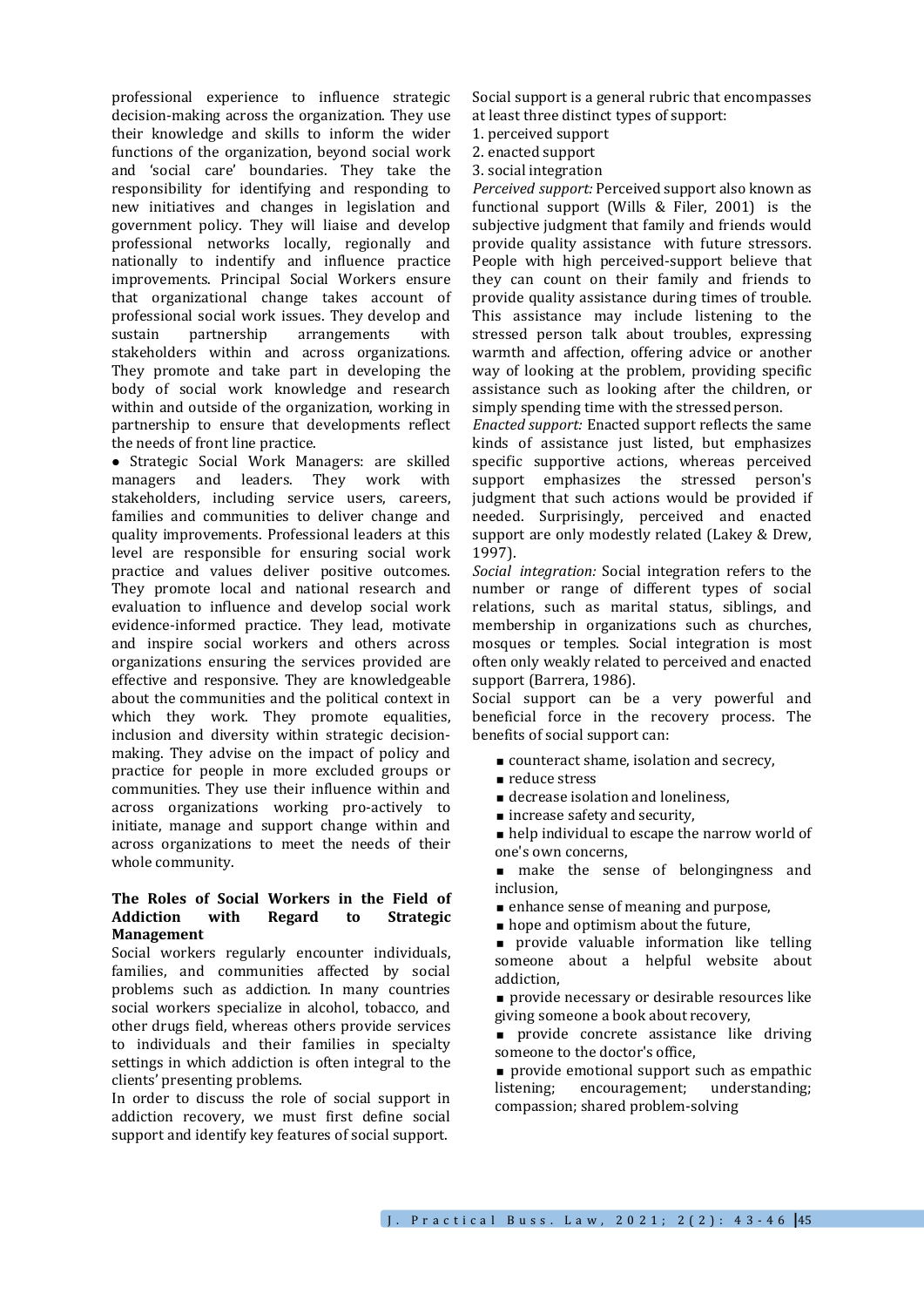professional experience to influence strategic decision-making across the organization. They use their knowledge and skills to inform the wider functions of the organization, beyond social work and 'social care' boundaries. They take the responsibility for identifying and responding to new initiatives and changes in legislation and government policy. They will liaise and develop professional networks locally, regionally and nationally to indentify and influence practice improvements. Principal Social Workers ensure that organizational change takes account of professional social work issues. They develop and sustain partnership arrangements with stakeholders within and across organizations. They promote and take part in developing the body of social work knowledge and research within and outside of the organization, working in partnership to ensure that developments reflect the needs of front line practice.

- Strategic Social Work Managers: are skilled managers and leaders. They work with stakeholders, including service users, careers, families and communities to deliver change and quality improvements. Professional leaders at this level are responsible for ensuring social work practice and values deliver positive outcomes. They promote local and national research and evaluation to influence and develop social work evidence-informed practice. They lead, motivate and inspire social workers and others across organizations ensuring the services provided are effective and responsive. They are knowledgeable about the communities and the political context in which they work. They promote equalities, inclusion and diversity within strategic decision-making. They advise on the impact of policy and practice for people in more excluded groups or communities. They use their influence within and across organizations working pro-actively to initiate, manage and support change within and across organizations to meet the needs of their whole community.

## The Roles of Social Workers in the Field of Addiction with Regard to Strategic Management

Social workers regularly encounter individuals, families, and communities affected by social problems such as addiction. In many countries social workers specialize in alcohol, tobacco, and other drugs field, whereas others provide services to individuals and their families in specialty settings in which addiction is often integral to the clients' presenting problems.

In order to discuss the role of social support in addiction recovery, we must first define social support and identify key features of social support.

Social support is a general rubric that encompasses at least three distinct types of support:

1. perceived support
2. enacted support
3. social integration

*Perceived support:* Perceived support also known as functional support (Wills & Filer, 2001) is the subjective judgment that family and friends would provide quality assistance with future stressors. People with high perceived-support believe that they can count on their family and friends to provide quality assistance during times of trouble. This assistance may include listening to the stressed person talk about troubles, expressing warmth and affection, offering advice or another way of looking at the problem, providing specific assistance such as looking after the children, or simply spending time with the stressed person.

*Enacted support:* Enacted support reflects the same kinds of assistance just listed, but emphasizes specific supportive actions, whereas perceived support emphasizes the stressed person's judgment that such actions would be provided if needed. Surprisingly, perceived and enacted support are only modestly related (Lakey & Drew, 1997).

*Social integration:* Social integration refers to the number or range of different types of social relations, such as marital status, siblings, and membership in organizations such as churches, mosques or temples. Social integration is most often only weakly related to perceived and enacted support (Barrera, 1986).

Social support can be a very powerful and beneficial force in the recovery process. The benefits of social support can:

- counteract shame, isolation and secrecy,
- reduce stress
- decrease isolation and loneliness,
- increase safety and security,
- help individual to escape the narrow world of one's own concerns,
- make the sense of belongingness and inclusion,
- enhance sense of meaning and purpose,
- hope and optimism about the future,
- provide valuable information like telling someone about a helpful website about addiction,
- provide necessary or desirable resources like giving someone a book about recovery,
- provide concrete assistance like driving someone to the doctor's office,
- provide emotional support such as empathic listening; encouragement; understanding; compassion; shared problem-solving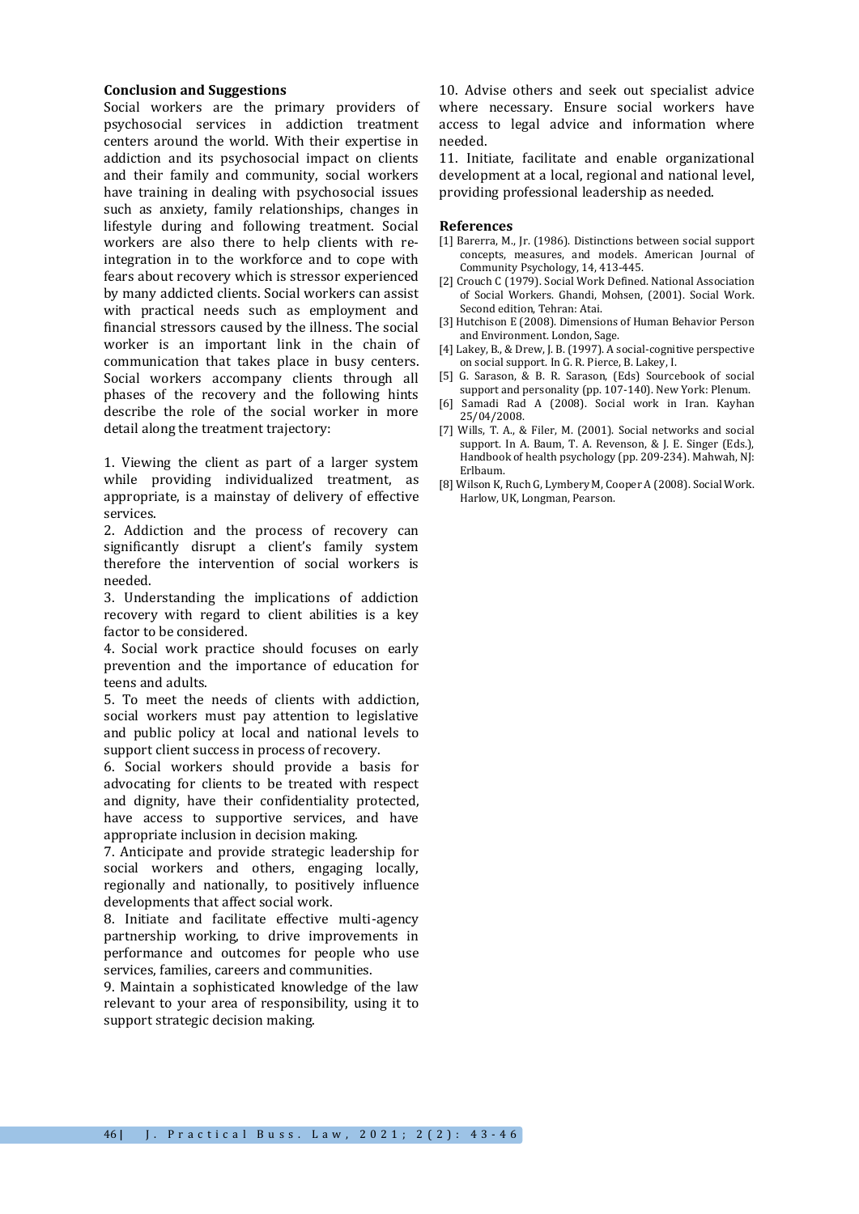## Conclusion and Suggestions

Social workers are the primary providers of psychosocial services in addiction treatment centers around the world. With their expertise in addiction and its psychosocial impact on clients and their family and community, social workers have training in dealing with psychosocial issues such as anxiety, family relationships, changes in lifestyle during and following treatment. Social workers are also there to help clients with re-integration in to the workforce and to cope with fears about recovery which is stressor experienced by many addicted clients. Social workers can assist with practical needs such as employment and financial stressors caused by the illness. The social worker is an important link in the chain of communication that takes place in busy centers. Social workers accompany clients through all phases of the recovery and the following hints describe the role of the social worker in more detail along the treatment trajectory:

1. Viewing the client as part of a larger system while providing individualized treatment, as appropriate, is a mainstay of delivery of effective services.
2. Addiction and the process of recovery can significantly disrupt a client's family system therefore the intervention of social workers is needed.
3. Understanding the implications of addiction recovery with regard to client abilities is a key factor to be considered.
4. Social work practice should focuses on early prevention and the importance of education for teens and adults.
5. To meet the needs of clients with addiction, social workers must pay attention to legislative and public policy at local and national levels to support client success in process of recovery.
6. Social workers should provide a basis for advocating for clients to be treated with respect and dignity, have their confidentiality protected, have access to supportive services, and have appropriate inclusion in decision making.
7. Anticipate and provide strategic leadership for social workers and others, engaging locally, regionally and nationally, to positively influence developments that affect social work.
8. Initiate and facilitate effective multi-agency partnership working, to drive improvements in performance and outcomes for people who use services, families, careers and communities.
9. Maintain a sophisticated knowledge of the law relevant to your area of responsibility, using it to support strategic decision making.
10. Advise others and seek out specialist advice where necessary. Ensure social workers have access to legal advice and information where needed.
11. Initiate, facilitate and enable organizational development at a local, regional and national level, providing professional leadership as needed.

## References

[1] Barerra, M., Jr. (1986). Distinctions between social support concepts, measures, and models. American Journal of Community Psychology, 14, 413-445.

[2] Crouch C (1979). Social Work Defined. National Association of Social Workers. Ghandi, Mohsen, (2001). Social Work. Second edition, Tehran: Atai.

[3] Hutchison E (2008). Dimensions of Human Behavior Person and Environment. London, Sage.

[4] Lakey, B., & Drew, J. B. (1997). A social-cognitive perspective on social support. In G. R. Pierce, B. Lakey, I.

[5] G. Sarason, & B. R. Sarason, (Eds) Sourcebook of social support and personality (pp. 107-140). New York: Plenum.

[6] Samadi Rad A (2008). Social work in Iran. Kayhan 25/04/2008.

[7] Wills, T. A., & Filer, M. (2001). Social networks and social support. In A. Baum, T. A. Revenson, & J. E. Singer (Eds.), Handbook of health psychology (pp. 209-234). Mahwah, NJ: Erlbaum.

[8] Wilson K, Ruch G, Lymbery M, Cooper A (2008). Social Work. Harlow, UK, Longman, Pearson.